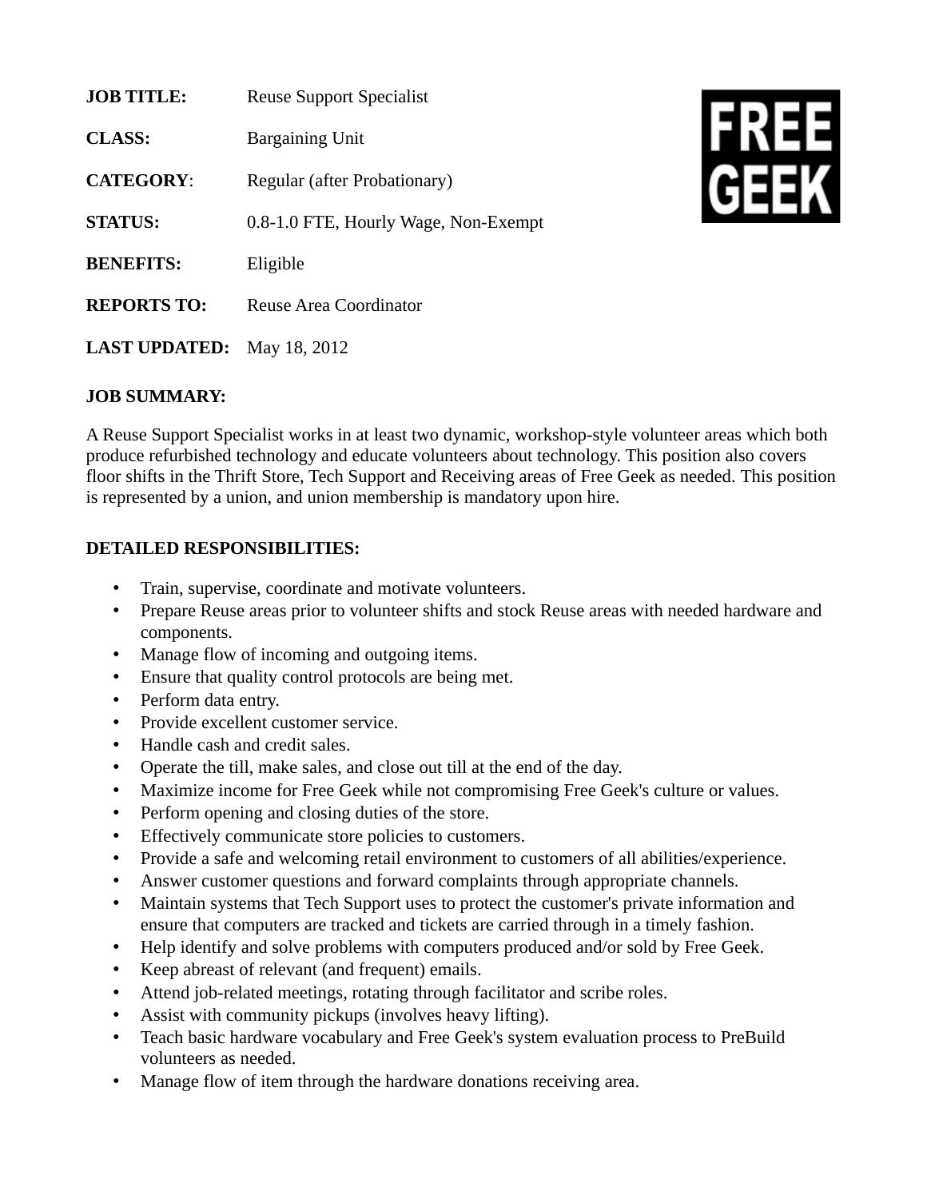**JOB TITLE:** Reuse Support Specialist

**CLASS:** Bargaining Unit

**CATEGORY**: Regular (after Probationary)

**STATUS:** 0.8-1.0 FTE, Hourly Wage, Non-Exempt

**BENEFITS:** Eligible

**REPORTS TO:** Reuse Area Coordinator

**LAST UPDATED:** May 18, 2012

**JOB SUMMARY:**

A Reuse Support Specialist works in at least two dynamic, workshop-style volunteer areas which both produce refurbished technology and educate volunteers about technology. This position also covers floor shifts in the Thrift Store, Tech Support and Receiving areas of Free Geek as needed. This position is represented by a union, and union membership is mandatory upon hire.

**DETAILED RESPONSIBILITIES:**

- Train, supervise, coordinate and motivate volunteers.
- Prepare Reuse areas prior to volunteer shifts and stock Reuse areas with needed hardware and components.
- Manage flow of incoming and outgoing items.
- Ensure that quality control protocols are being met.
- Perform data entry.
- Provide excellent customer service.
- Handle cash and credit sales.
- Operate the till, make sales, and close out till at the end of the day.
- Maximize income for Free Geek while not compromising Free Geek's culture or values.
- Perform opening and closing duties of the store.
- Effectively communicate store policies to customers.
- Provide a safe and welcoming retail environment to customers of all abilities/experience.
- Answer customer questions and forward complaints through appropriate channels.
- Maintain systems that Tech Support uses to protect the customer's private information and ensure that computers are tracked and tickets are carried through in a timely fashion.
- Help identify and solve problems with computers produced and/or sold by Free Geek.
- Keep abreast of relevant (and frequent) emails.
- Attend job-related meetings, rotating through facilitator and scribe roles.
- Assist with community pickups (involves heavy lifting).
- Teach basic hardware vocabulary and Free Geek's system evaluation process to PreBuild volunteers as needed.
- Manage flow of item through the hardware donations receiving area.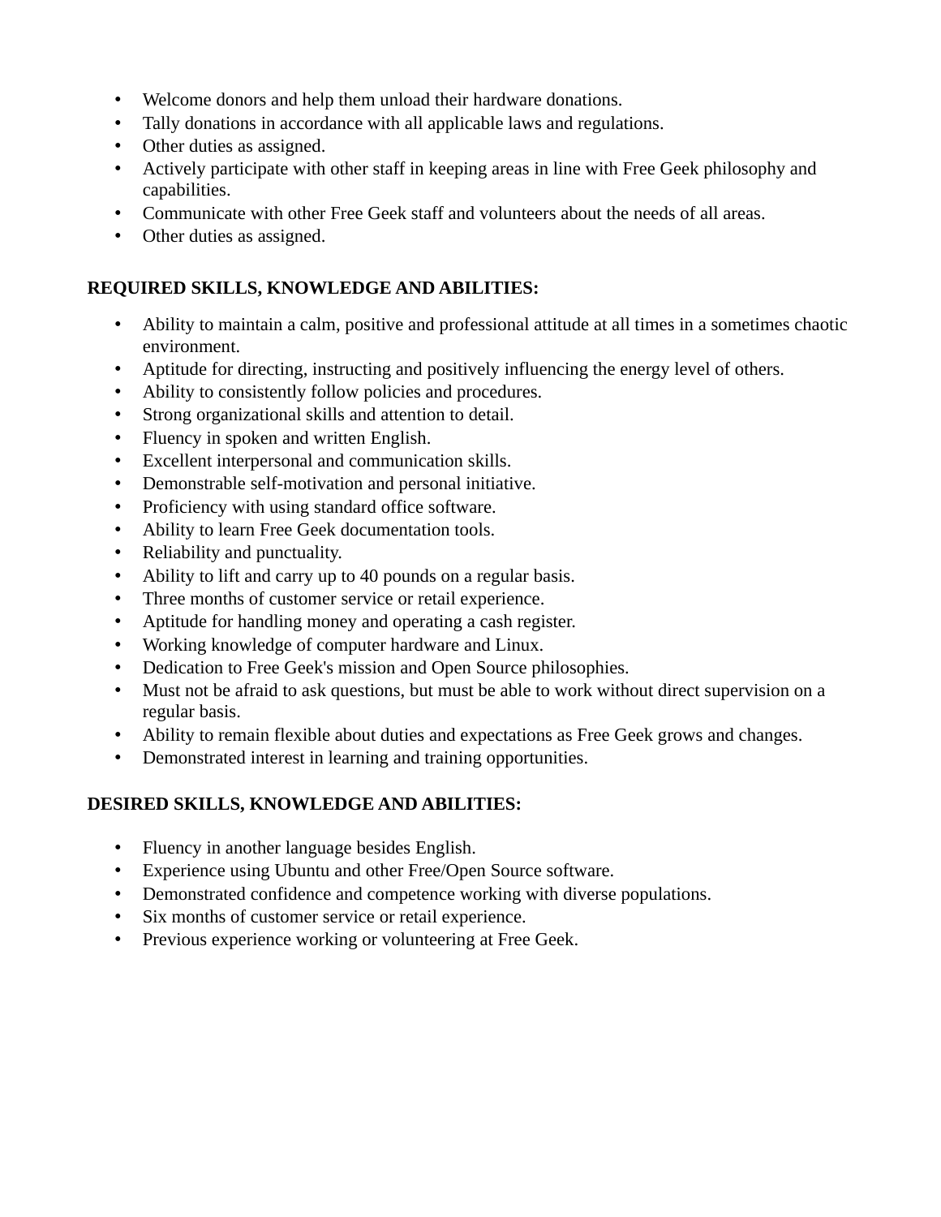- Welcome donors and help them unload their hardware donations.
- Tally donations in accordance with all applicable laws and regulations.
- Other duties as assigned.
- Actively participate with other staff in keeping areas in line with Free Geek philosophy and capabilities.
- Communicate with other Free Geek staff and volunteers about the needs of all areas.
- Other duties as assigned.

**REQUIRED SKILLS, KNOWLEDGE AND ABILITIES:**

- Ability to maintain a calm, positive and professional attitude at all times in a sometimes chaotic environment.
- Aptitude for directing, instructing and positively influencing the energy level of others.
- Ability to consistently follow policies and procedures.
- Strong organizational skills and attention to detail.
- Fluency in spoken and written English.
- Excellent interpersonal and communication skills.
- Demonstrable self-motivation and personal initiative.
- Proficiency with using standard office software.
- Ability to learn Free Geek documentation tools.
- Reliability and punctuality.
- Ability to lift and carry up to 40 pounds on a regular basis.
- Three months of customer service or retail experience.
- Aptitude for handling money and operating a cash register.
- Working knowledge of computer hardware and Linux.
- Dedication to Free Geek's mission and Open Source philosophies.
- Must not be afraid to ask questions, but must be able to work without direct supervision on a regular basis.
- Ability to remain flexible about duties and expectations as Free Geek grows and changes.
- Demonstrated interest in learning and training opportunities.

**DESIRED SKILLS, KNOWLEDGE AND ABILITIES:**

- Fluency in another language besides English.
- Experience using Ubuntu and other Free/Open Source software.
- Demonstrated confidence and competence working with diverse populations.
- Six months of customer service or retail experience.
- Previous experience working or volunteering at Free Geek.